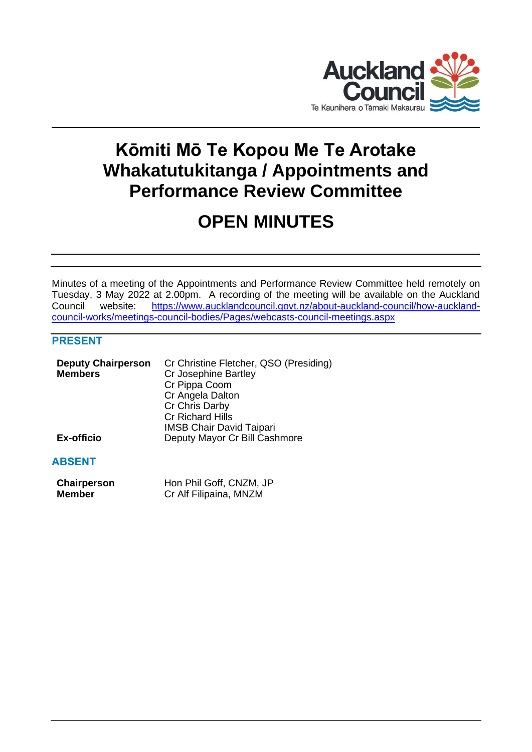# Kōmiti Mō Te Kopou Me Te Arotake Whakatutukitanga / Appointments and Performance Review Committee

# OPEN MINUTES

Minutes of a meeting of the Appointments and Performance Review Committee held remotely on Tuesday, 3 May 2022 at 2.00pm. A recording of the meeting will be available on the Auckland Council website: https://www.aucklandcouncil.govt.nz/about-auckland-council/how-auckland-council-works/meetings-council-bodies/Pages/webcasts-council-meetings.aspx

## PRESENT

| | |
|---|---|
| **Deputy Chairperson** | Cr Christine Fletcher, QSO (Presiding) |
| **Members** | Cr Josephine Bartley |
| | Cr Pippa Coom |
| | Cr Angela Dalton |
| | Cr Chris Darby |
| | Cr Richard Hills |
| | IMSB Chair David Taipari |
| **Ex-officio** | Deputy Mayor Cr Bill Cashmore |

## ABSENT

| | |
|---|---|
| **Chairperson** | Hon Phil Goff, CNZM, JP |
| **Member** | Cr Alf Filipaina, MNZM |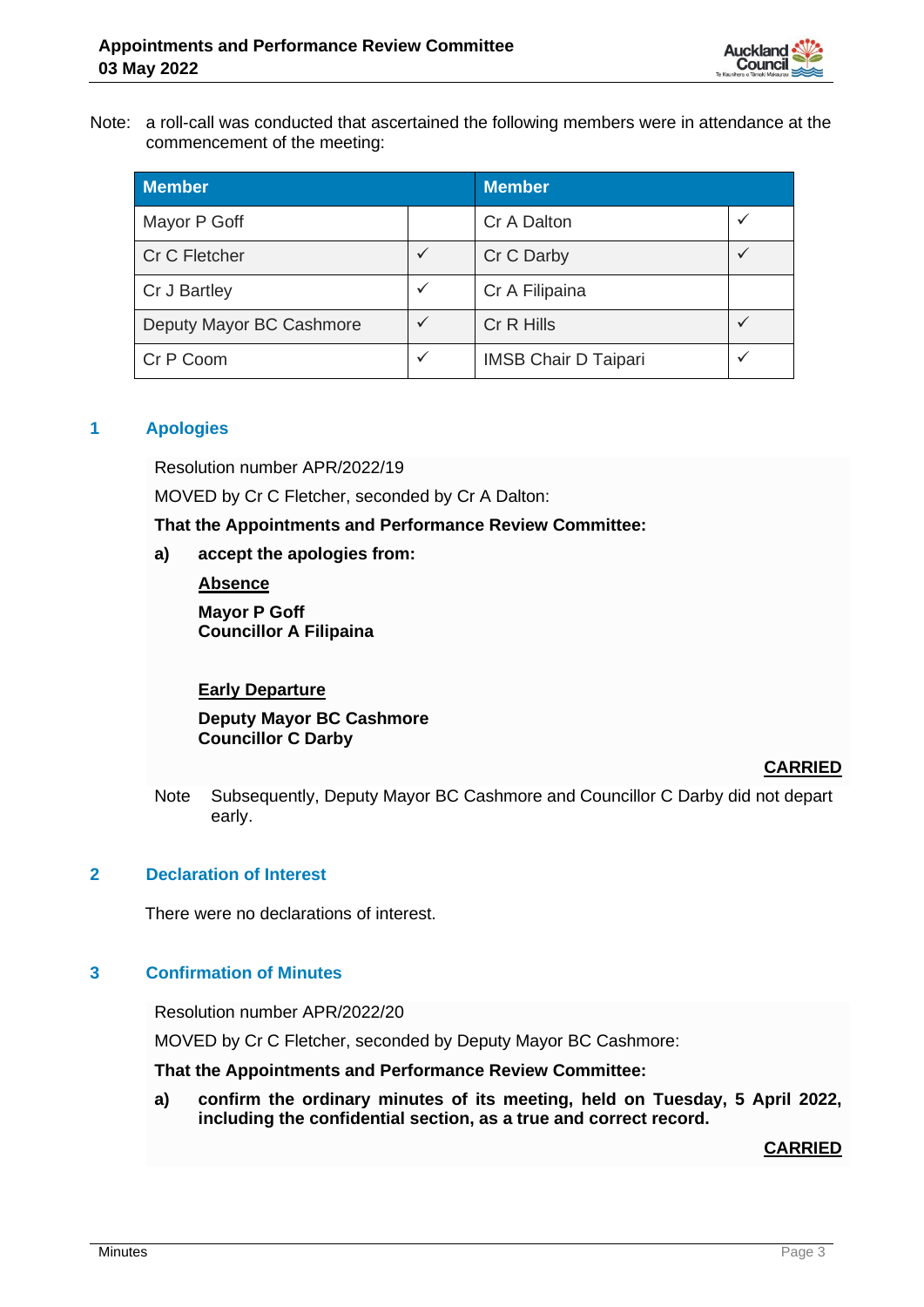Note: a roll-call was conducted that ascertained the following members were in attendance at the commencement of the meeting:

| Member | | Member | |
|---|---|---|---|
| Mayor P Goff | | Cr A Dalton | ✓ |
| Cr C Fletcher | ✓ | Cr C Darby | ✓ |
| Cr J Bartley | ✓ | Cr A Filipaina | |
| Deputy Mayor BC Cashmore | ✓ | Cr R Hills | ✓ |
| Cr P Coom | ✓ | IMSB Chair D Taipari | ✓ |

## 1 Apologies

Resolution number APR/2022/19

MOVED by Cr C Fletcher, seconded by Cr A Dalton:

**That the Appointments and Performance Review Committee:**

**a) accept the apologies from:**

**Absence**

**Mayor P Goff**
**Councillor A Filipaina**

**Early Departure**

**Deputy Mayor BC Cashmore**
**Councillor C Darby**

**CARRIED**

Note Subsequently, Deputy Mayor BC Cashmore and Councillor C Darby did not depart early.

## 2 Declaration of Interest

There were no declarations of interest.

## 3 Confirmation of Minutes

Resolution number APR/2022/20

MOVED by Cr C Fletcher, seconded by Deputy Mayor BC Cashmore:

**That the Appointments and Performance Review Committee:**

**a) confirm the ordinary minutes of its meeting, held on Tuesday, 5 April 2022, including the confidential section, as a true and correct record.**

**CARRIED**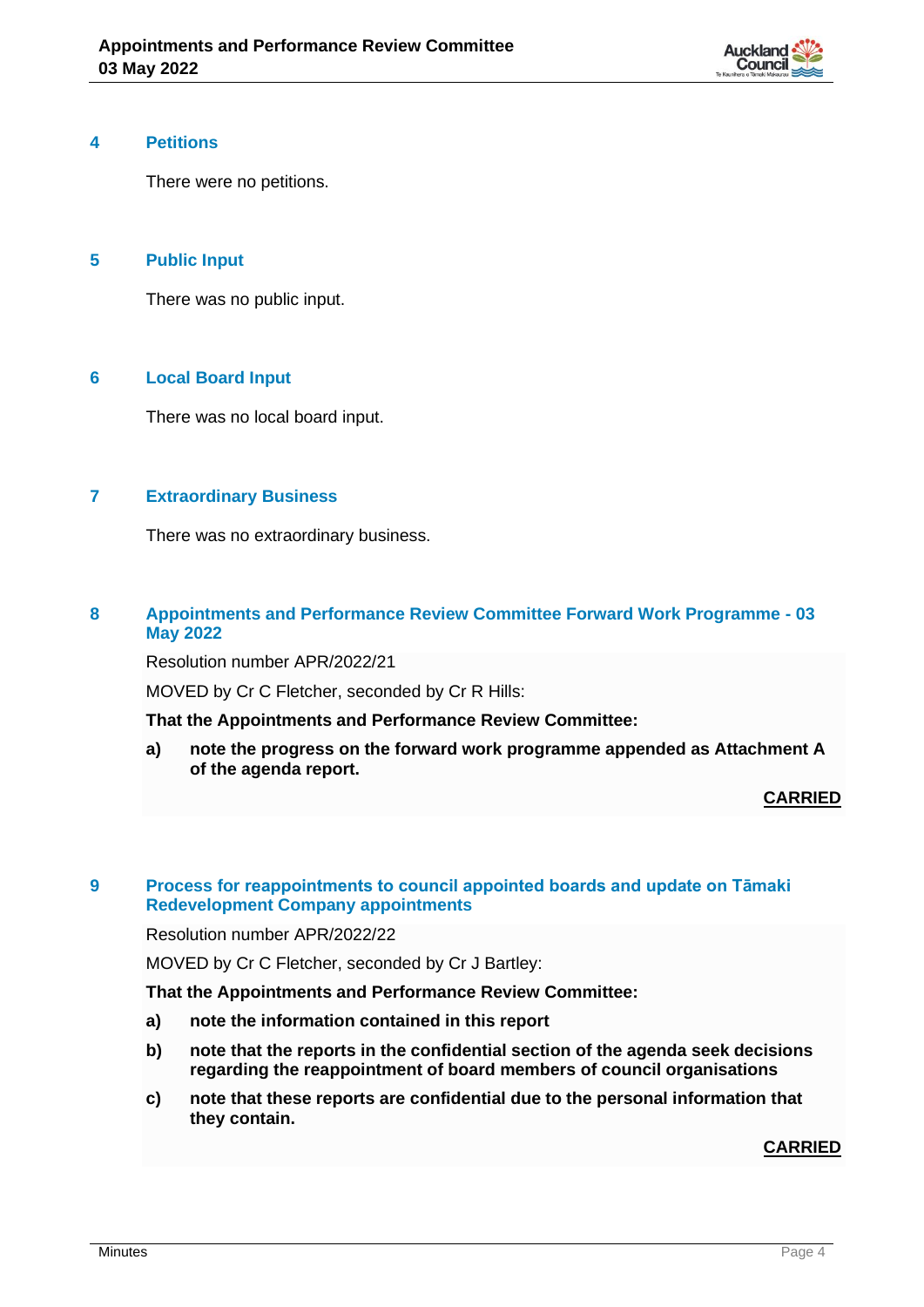## 4 Petitions

There were no petitions.

## 5 Public Input

There was no public input.

## 6 Local Board Input

There was no local board input.

## 7 Extraordinary Business

There was no extraordinary business.

## 8 Appointments and Performance Review Committee Forward Work Programme - 03 May 2022

Resolution number APR/2022/21

MOVED by Cr C Fletcher, seconded by Cr R Hills:

**That the Appointments and Performance Review Committee:**

**a) note the progress on the forward work programme appended as Attachment A of the agenda report.**

**CARRIED**

## 9 Process for reappointments to council appointed boards and update on Tāmaki Redevelopment Company appointments

Resolution number APR/2022/22

MOVED by Cr C Fletcher, seconded by Cr J Bartley:

**That the Appointments and Performance Review Committee:**

**a) note the information contained in this report**

**b) note that the reports in the confidential section of the agenda seek decisions regarding the reappointment of board members of council organisations**

**c) note that these reports are confidential due to the personal information that they contain.**

**CARRIED**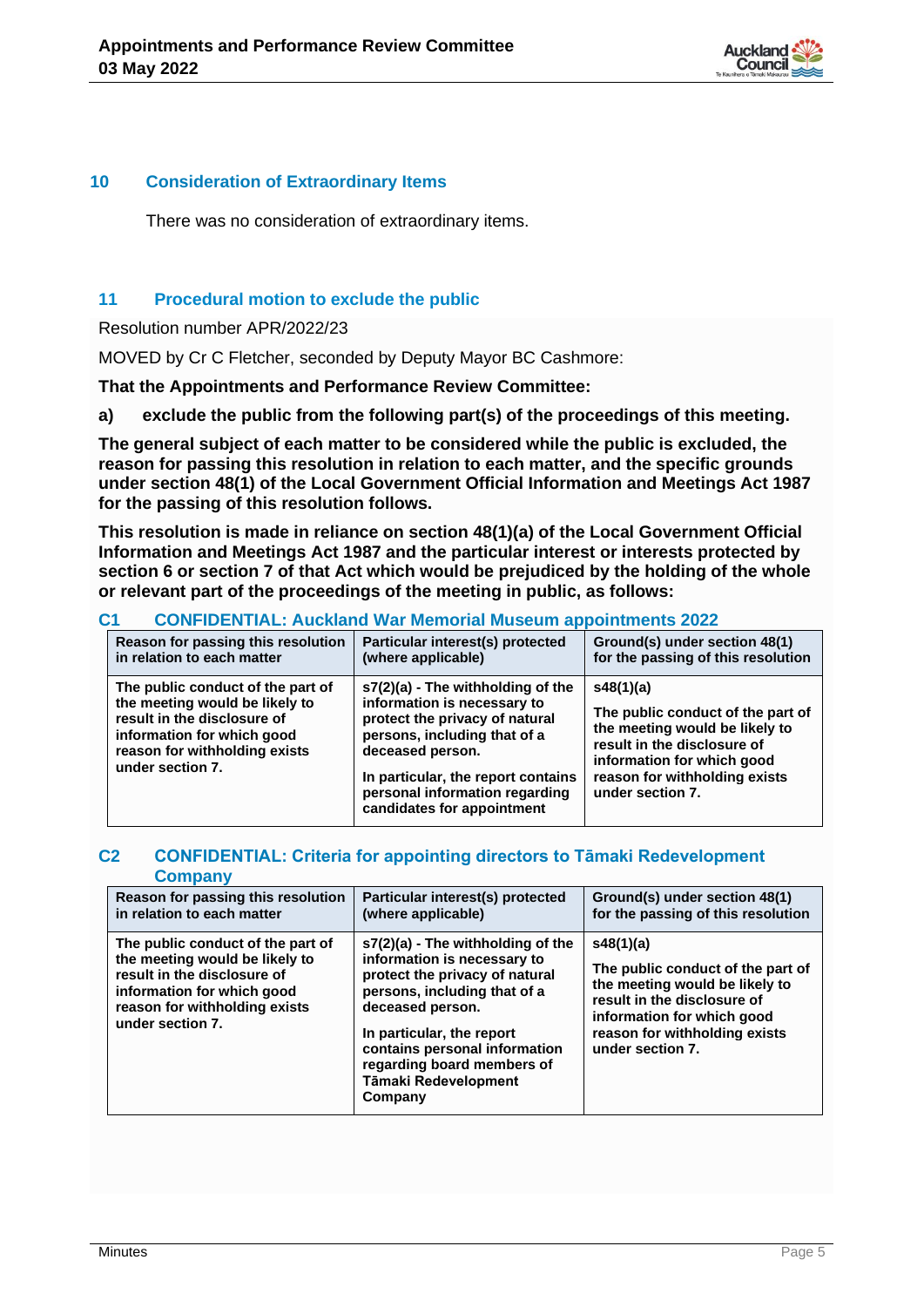## 10 Consideration of Extraordinary Items

There was no consideration of extraordinary items.

## 11 Procedural motion to exclude the public

Resolution number APR/2022/23

MOVED by Cr C Fletcher, seconded by Deputy Mayor BC Cashmore:

**That the Appointments and Performance Review Committee:**

**a) exclude the public from the following part(s) of the proceedings of this meeting.**

**The general subject of each matter to be considered while the public is excluded, the reason for passing this resolution in relation to each matter, and the specific grounds under section 48(1) of the Local Government Official Information and Meetings Act 1987 for the passing of this resolution follows.**

**This resolution is made in reliance on section 48(1)(a) of the Local Government Official Information and Meetings Act 1987 and the particular interest or interests protected by section 6 or section 7 of that Act which would be prejudiced by the holding of the whole or relevant part of the proceedings of the meeting in public, as follows:**

### C1 CONFIDENTIAL: Auckland War Memorial Museum appointments 2022

| Reason for passing this resolution in relation to each matter | Particular interest(s) protected (where applicable) | Ground(s) under section 48(1) for the passing of this resolution |
|---|---|---|
| The public conduct of the part of the meeting would be likely to result in the disclosure of information for which good reason for withholding exists under section 7. | s7(2)(a) - The withholding of the information is necessary to protect the privacy of natural persons, including that of a deceased person.<br><br>In particular, the report contains personal information regarding candidates for appointment | s48(1)(a)<br><br>The public conduct of the part of the meeting would be likely to result in the disclosure of information for which good reason for withholding exists under section 7. |

### C2 CONFIDENTIAL: Criteria for appointing directors to Tāmaki Redevelopment Company

| Reason for passing this resolution in relation to each matter | Particular interest(s) protected (where applicable) | Ground(s) under section 48(1) for the passing of this resolution |
|---|---|---|
| The public conduct of the part of the meeting would be likely to result in the disclosure of information for which good reason for withholding exists under section 7. | s7(2)(a) - The withholding of the information is necessary to protect the privacy of natural persons, including that of a deceased person.<br><br>In particular, the report contains personal information regarding board members of Tāmaki Redevelopment Company | s48(1)(a)<br><br>The public conduct of the part of the meeting would be likely to result in the disclosure of information for which good reason for withholding exists under section 7. |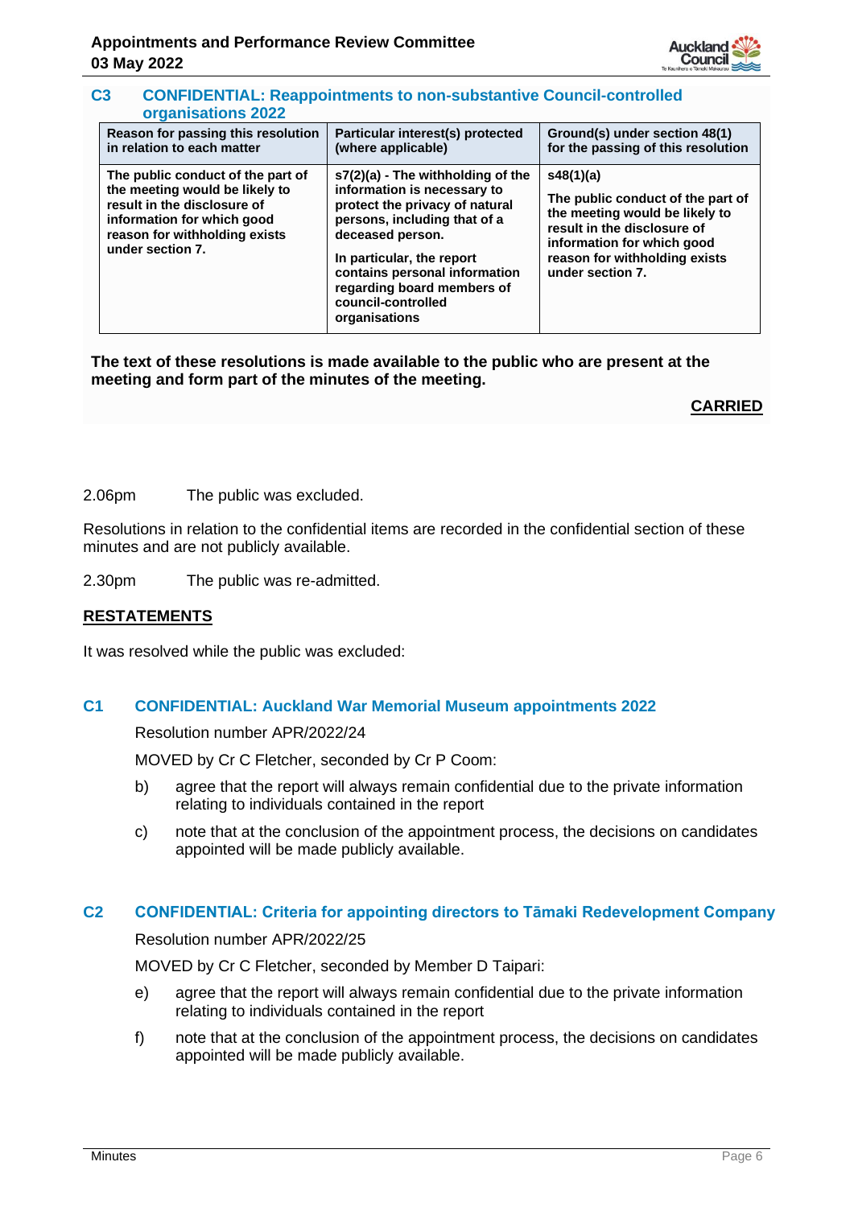### C3 CONFIDENTIAL: Reappointments to non-substantive Council-controlled organisations 2022

| Reason for passing this resolution in relation to each matter | Particular interest(s) protected (where applicable) | Ground(s) under section 48(1) for the passing of this resolution |
|---|---|---|
| The public conduct of the part of the meeting would be likely to result in the disclosure of information for which good reason for withholding exists under section 7. | s7(2)(a) - The withholding of the information is necessary to protect the privacy of natural persons, including that of a deceased person.<br><br>In particular, the report contains personal information regarding board members of council-controlled organisations | s48(1)(a)<br><br>The public conduct of the part of the meeting would be likely to result in the disclosure of information for which good reason for withholding exists under section 7. |

**The text of these resolutions is made available to the public who are present at the meeting and form part of the minutes of the meeting.**

**CARRIED**

2.06pm The public was excluded.

Resolutions in relation to the confidential items are recorded in the confidential section of these minutes and are not publicly available.

2.30pm The public was re-admitted.

**RESTATEMENTS**

It was resolved while the public was excluded:

### C1 CONFIDENTIAL: Auckland War Memorial Museum appointments 2022

Resolution number APR/2022/24

MOVED by Cr C Fletcher, seconded by Cr P Coom:

b) agree that the report will always remain confidential due to the private information relating to individuals contained in the report

c) note that at the conclusion of the appointment process, the decisions on candidates appointed will be made publicly available.

### C2 CONFIDENTIAL: Criteria for appointing directors to Tāmaki Redevelopment Company

Resolution number APR/2022/25

MOVED by Cr C Fletcher, seconded by Member D Taipari:

e) agree that the report will always remain confidential due to the private information relating to individuals contained in the report

f) note that at the conclusion of the appointment process, the decisions on candidates appointed will be made publicly available.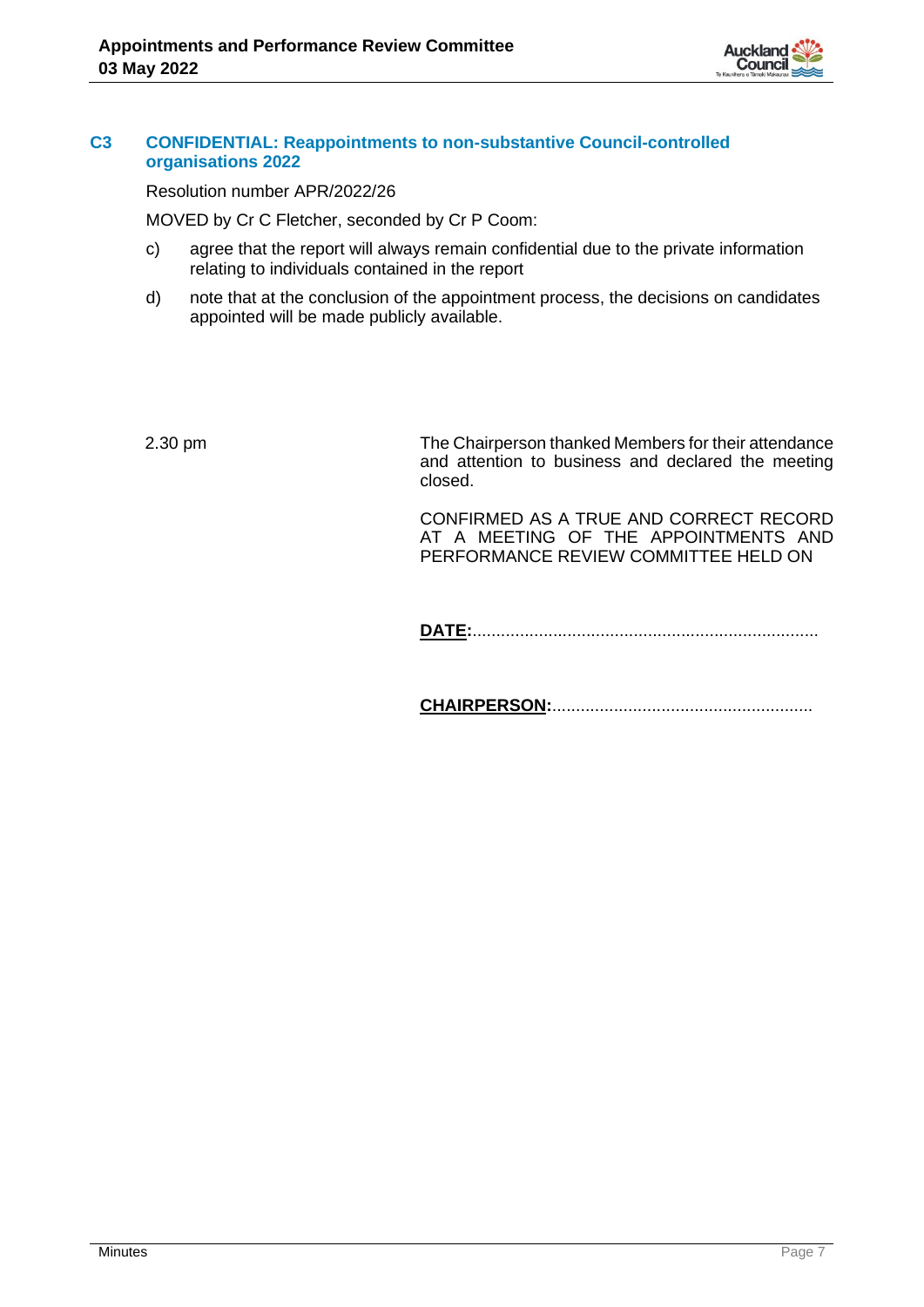## C3 CONFIDENTIAL: Reappointments to non-substantive Council-controlled organisations 2022

Resolution number APR/2022/26

MOVED by Cr C Fletcher, seconded by Cr P Coom:

c) agree that the report will always remain confidential due to the private information relating to individuals contained in the report

d) note that at the conclusion of the appointment process, the decisions on candidates appointed will be made publicly available.

2.30 pm

The Chairperson thanked Members for their attendance and attention to business and declared the meeting closed.

CONFIRMED AS A TRUE AND CORRECT RECORD AT A MEETING OF THE APPOINTMENTS AND PERFORMANCE REVIEW COMMITTEE HELD ON

**DATE:**.........................................................................

**CHAIRPERSON:**.......................................................